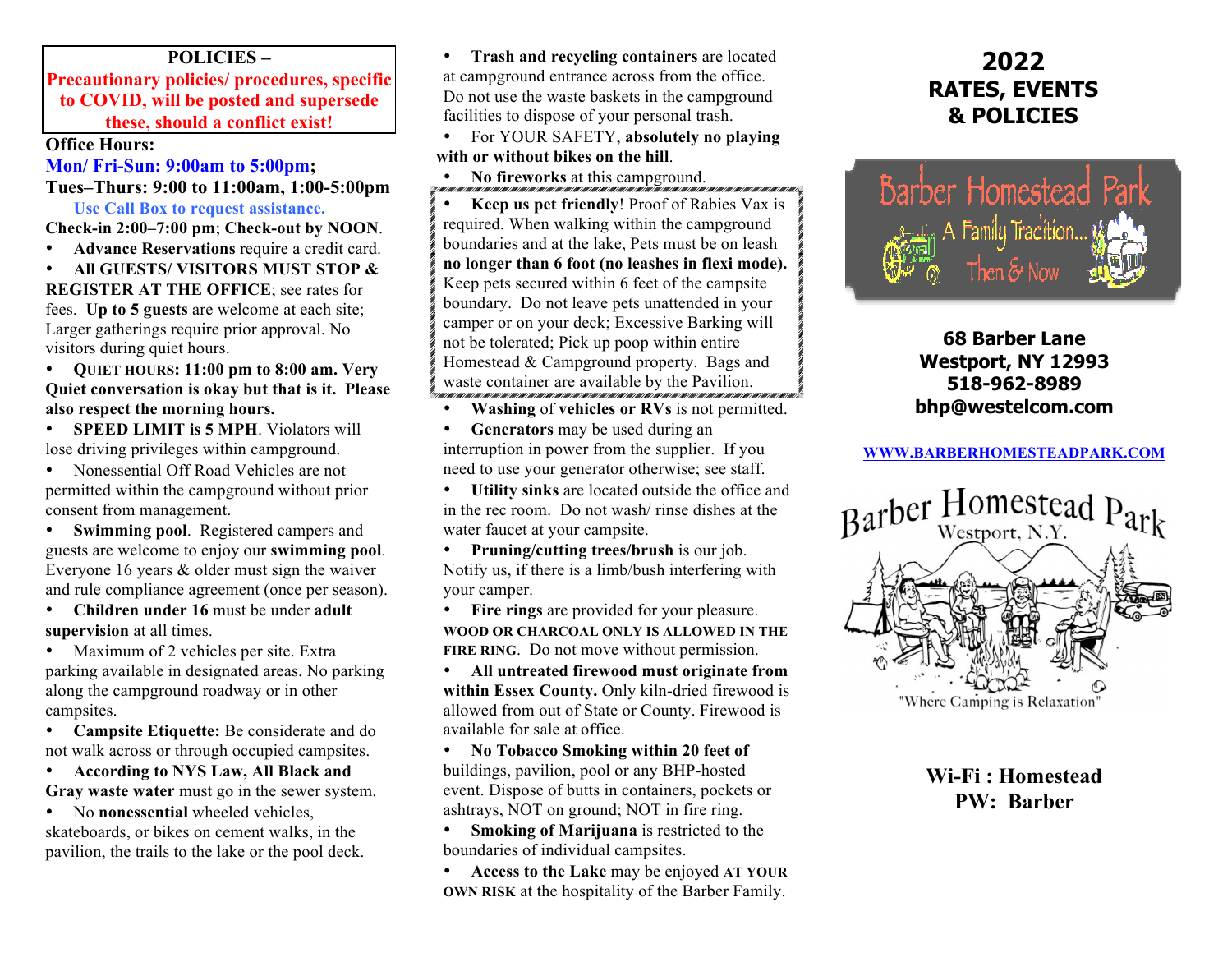## POLICIES –

**Precautionary policies/ procedures, specific to COVID, will be posted and supersede these, should a conflict exist!**

**Office Hours:**

**Mon/ Fri-Sun: 9:00am to 5:00pm;**

**Tues–Thurs: 9:00 to 11:00am, 1:00-5:00pm**

**Use Call Box to request assistance.**

**Check-in 2:00–7:00 pm**; **Check-out by NOON**.

- **Advance Reservations** require a credit card.
- **All GUESTS/ VISITORS MUST STOP & REGISTER AT THE OFFICE**; see rates for fees. **Up to 5 guests** are welcome at each site; Larger gatherings require prior approval. No visitors during quiet hours.
- **QUIET HOURS: 11:00 pm to 8:00 am. Very Quiet conversation is okay but that is it. Please also respect the morning hours.**
- **SPEED LIMIT is 5 MPH**. Violators will lose driving privileges within campground.
- Nonessential Off Road Vehicles are not permitted within the campground without prior consent from management.
- **Swimming pool**. Registered campers and guests are welcome to enjoy our **swimming pool**. Everyone 16 years & older must sign the waiver and rule compliance agreement (once per season).
- **Children under 16** must be under **adult supervision** at all times.
- Maximum of 2 vehicles per site. Extra parking available in designated areas. No parking along the campground roadway or in other campsites.
- **Campsite Etiquette:** Be considerate and do not walk across or through occupied campsites.
- **According to NYS Law, All Black and Gray waste water** must go in the sewer system.
- No **nonessential** wheeled vehicles, skateboards, or bikes on cement walks, in the pavilion, the trails to the lake or the pool deck.
- **Trash and recycling containers** are located at campground entrance across from the office. Do not use the waste baskets in the campground facilities to dispose of your personal trash.
- For YOUR SAFETY, **absolutely no playing with or without bikes on the hill**.
- **No fireworks** at this campground.
- **Keep us pet friendly**! Proof of Rabies Vax is required. When walking within the campground boundaries and at the lake, Pets must be on leash **no longer than 6 foot (no leashes in flexi mode).** Keep pets secured within 6 feet of the campsite boundary. Do not leave pets unattended in your camper or on your deck; Excessive Barking will not be tolerated; Pick up poop within entire Homestead & Campground property. Bags and waste container are available by the Pavilion.
- **Washing** of **vehicles or RVs** is not permitted.
- **Generators** may be used during an interruption in power from the supplier. If you need to use your generator otherwise; see staff.
- **Utility sinks** are located outside the office and in the rec room. Do not wash/ rinse dishes at the water faucet at your campsite.
- **Pruning/cutting trees/brush** is our job. Notify us, if there is a limb/bush interfering with your camper.
- **Fire rings** are provided for your pleasure. **WOOD OR CHARCOAL ONLY IS ALLOWED IN THE FIRE RING**. Do not move without permission.
- **All untreated firewood must originate from within Essex County.** Only kiln-dried firewood is allowed from out of State or County. Firewood is available for sale at office.
- **No Tobacco Smoking within 20 feet of** buildings, pavilion, pool or any BHP-hosted event. Dispose of butts in containers, pockets or ashtrays, NOT on ground; NOT in fire ring.
- **Smoking of Marijuana** is restricted to the boundaries of individual campsites.
- **Access to the Lake** may be enjoyed **AT YOUR OWN RISK** at the hospitality of the Barber Family.

# 2022 RATES, EVENTS & POLICIES

Barber Homestead Park

A Family Tradition... Then & Now

**68 Barber Lane**
**Westport, NY 12993**
**518-962-8989**
**bhp@westelcom.com**

WWW.BARBERHOMESTEADPARK.COM

Barber Homestead Park
Westport, N.Y.

"Where Camping is Relaxation"

**Wi-Fi : Homestead**
**PW: Barber**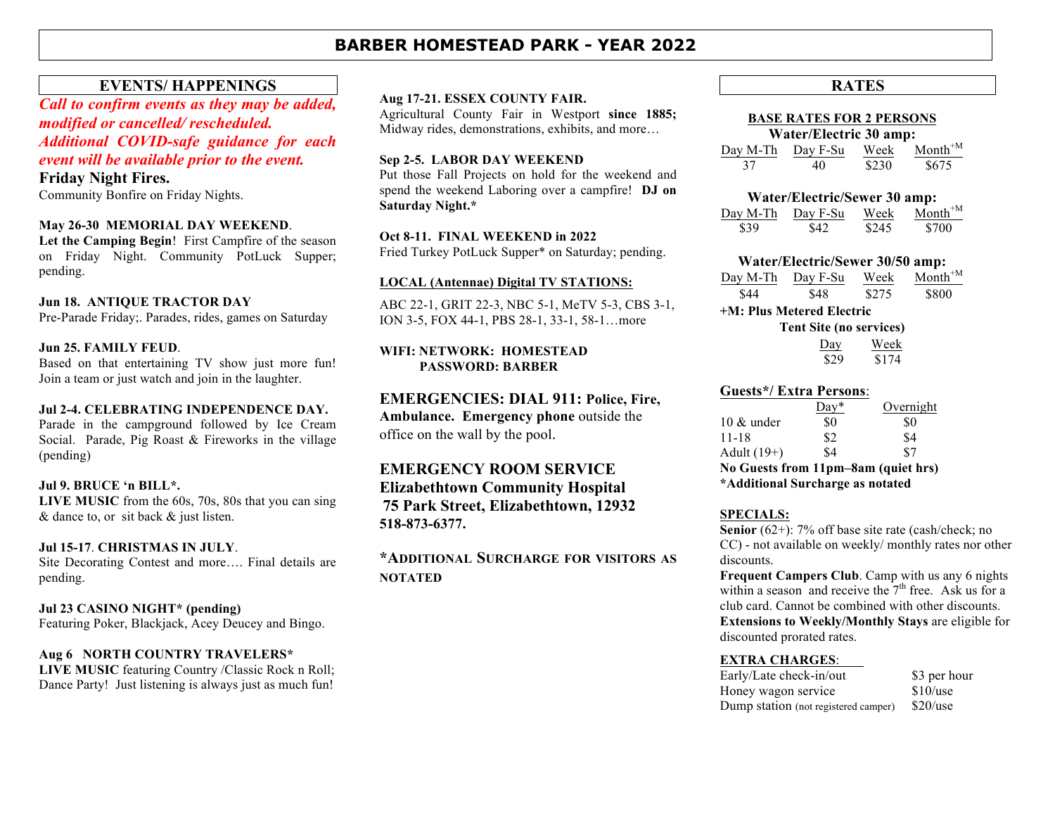# BARBER HOMESTEAD PARK - YEAR 2022

## EVENTS/ HAPPENINGS

***Call to confirm events as they may be added, modified or cancelled/ rescheduled. Additional COVID-safe guidance for each event will be available prior to the event.***

**Friday Night Fires.**
Community Bonfire on Friday Nights.

**May 26-30 MEMORIAL DAY WEEKEND**.
**Let the Camping Begin**! First Campfire of the season on Friday Night. Community PotLuck Supper; pending.

**Jun 18. ANTIQUE TRACTOR DAY**
Pre-Parade Friday;. Parades, rides, games on Saturday

**Jun 25. FAMILY FEUD**.
Based on that entertaining TV show just more fun! Join a team or just watch and join in the laughter.

**Jul 2-4. CELEBRATING INDEPENDENCE DAY.**
Parade in the campground followed by Ice Cream Social. Parade, Pig Roast & Fireworks in the village (pending)

**Jul 9. BRUCE 'n BILL*.**
**LIVE MUSIC** from the 60s, 70s, 80s that you can sing & dance to, or sit back & just listen.

**Jul 15-17**. **CHRISTMAS IN JULY**.
Site Decorating Contest and more…. Final details are pending.

**Jul 23 CASINO NIGHT* (pending)**
Featuring Poker, Blackjack, Acey Deucey and Bingo.

**Aug 6 NORTH COUNTRY TRAVELERS***
**LIVE MUSIC** featuring Country /Classic Rock n Roll; Dance Party! Just listening is always just as much fun!

**Aug 17-21. ESSEX COUNTY FAIR.**
Agricultural County Fair in Westport **since 1885;** Midway rides, demonstrations, exhibits, and more…

**Sep 2-5. LABOR DAY WEEKEND**
Put those Fall Projects on hold for the weekend and spend the weekend Laboring over a campfire! **DJ on Saturday Night.***

**Oct 8-11. FINAL WEEKEND in 2022**
Fried Turkey PotLuck Supper* on Saturday; pending.

**LOCAL (Antennae) Digital TV STATIONS:**

ABC 22-1, GRIT 22-3, NBC 5-1, MeTV 5-3, CBS 3-1, ION 3-5, FOX 44-1, PBS 28-1, 33-1, 58-1…more

**WIFI: NETWORK: HOMESTEAD**
**PASSWORD: BARBER**

**EMERGENCIES: DIAL 911: Police, Fire, Ambulance. Emergency phone** outside the office on the wall by the pool.

**EMERGENCY ROOM SERVICE**
**Elizabethtown Community Hospital**
**75 Park Street, Elizabethtown, 12932**
**518-873-6377.**

***ADDITIONAL SURCHARGE FOR VISITORS AS NOTATED**

## RATES

**BASE RATES FOR 2 PERSONS**

**Water/Electric 30 amp:**

| Day M-Th | Day F-Su | Week | Month+M |
|---|---|---|---|
| 37 | 40 | $230 | $675 |

**Water/Electric/Sewer 30 amp:**

| Day M-Th | Day F-Su | Week | Month+M |
|---|---|---|---|
| $39 | $42 | $245 | $700 |

**Water/Electric/Sewer 30/50 amp:**

| Day M-Th | Day F-Su | Week | Month+M |
|---|---|---|---|
| $44 | $48 | $275 | $800 |

**+M: Plus Metered Electric**

**Tent Site (no services)**

| Day | Week |
|---|---|
| $29 | $174 |

**Guests*/ Extra Persons**:

| | Day* | Overnight |
|---|---|---|
| 10 & under | $0 | $0 |
| 11-18 | $2 | $4 |
| Adult (19+) | $4 | $7 |

**No Guests from 11pm–8am (quiet hrs)**
***Additional Surcharge as notated**

**SPECIALS:**

**Senior** (62+): 7% off base site rate (cash/check; no CC) - not available on weekly/ monthly rates nor other discounts.

**Frequent Campers Club**. Camp with us any 6 nights within a season and receive the 7th free. Ask us for a club card. Cannot be combined with other discounts.

**Extensions to Weekly/Monthly Stays** are eligible for discounted prorated rates.

**EXTRA CHARGES**:

| | |
|---|---|
| Early/Late check-in/out | $3 per hour |
| Honey wagon service | $10/use |
| Dump station (not registered camper) | $20/use |